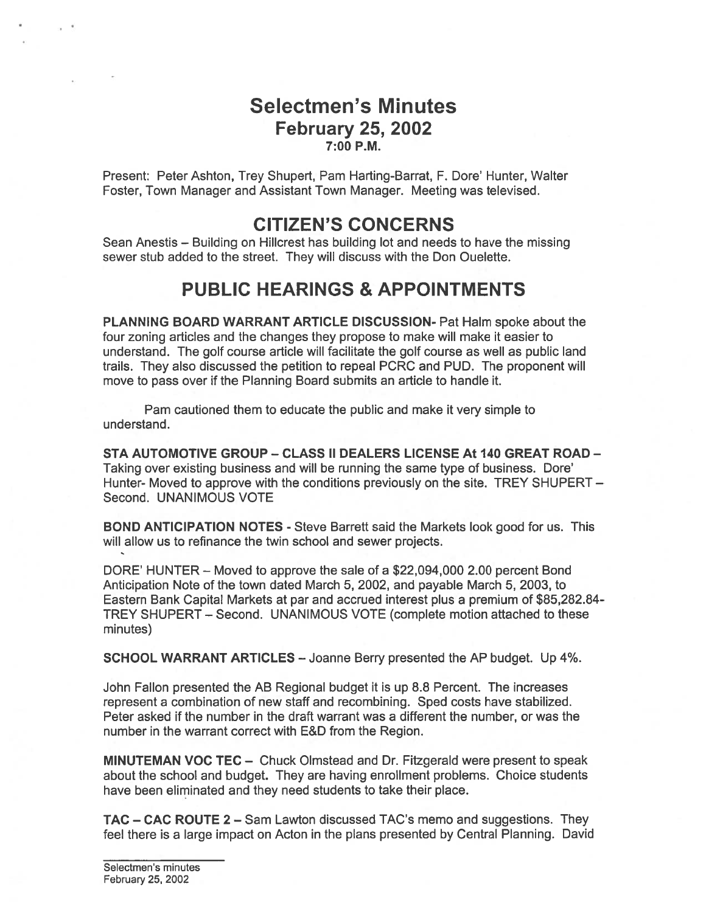# Selectmen's Minutes
## February 25, 2002
### 7:00 P.M.

Present: Peter Ashton, Trey Shupert, Pam Harting-Barrat, F. Dore' Hunter, Walter Foster, Town Manager and Assistant Town Manager. Meeting was televised.

## CITIZEN'S CONCERNS

Sean Anestis – Building on Hillcrest has building lot and needs to have the missing sewer stub added to the street. They will discuss with the Don Ouelette.

## PUBLIC HEARINGS & APPOINTMENTS

**PLANNING BOARD WARRANT ARTICLE DISCUSSION-** Pat Halm spoke about the four zoning articles and the changes they propose to make will make it easier to understand. The golf course article will facilitate the golf course as well as public land trails. They also discussed the petition to repeal PCRC and PUD. The proponent will move to pass over if the Planning Board submits an article to handle it.

Pam cautioned them to educate the public and make it very simple to understand.

**STA AUTOMOTIVE GROUP – CLASS II DEALERS LICENSE At 140 GREAT ROAD –** Taking over existing business and will be running the same type of business. Dore' Hunter- Moved to approve with the conditions previously on the site. TREY SHUPERT – Second. UNANIMOUS VOTE

**BOND ANTICIPATION NOTES -** Steve Barrett said the Markets look good for us. This will allow us to refinance the twin school and sewer projects.

DORE' HUNTER – Moved to approve the sale of a $22,094,000 2.00 percent Bond Anticipation Note of the town dated March 5, 2002, and payable March 5, 2003, to Eastern Bank Capital Markets at par and accrued interest plus a premium of $85,282.84- TREY SHUPERT – Second. UNANIMOUS VOTE (complete motion attached to these minutes)

**SCHOOL WARRANT ARTICLES –** Joanne Berry presented the AP budget. Up 4%.

John Fallon presented the AB Regional budget it is up 8.8 Percent. The increases represent a combination of new staff and recombining. Sped costs have stabilized. Peter asked if the number in the draft warrant was a different the number, or was the number in the warrant correct with E&D from the Region.

**MINUTEMAN VOC TEC –** Chuck Olmstead and Dr. Fitzgerald were present to speak about the school and budget. They are having enrollment problems. Choice students have been eliminated and they need students to take their place.

**TAC – CAC ROUTE 2 –** Sam Lawton discussed TAC's memo and suggestions. They feel there is a large impact on Acton in the plans presented by Central Planning. David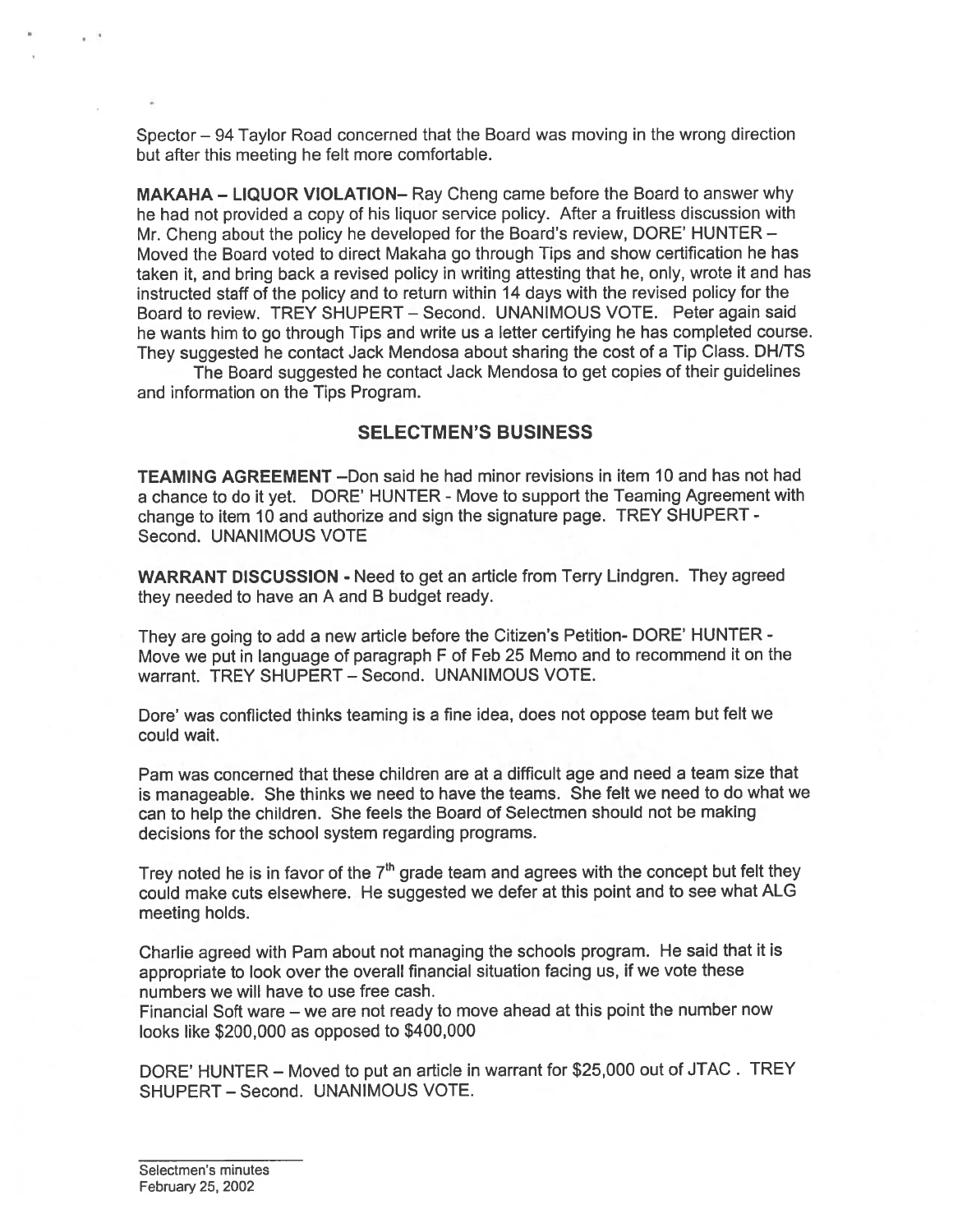Spector – 94 Taylor Road concerned that the Board was moving in the wrong direction but after this meeting he felt more comfortable.

**MAKAHA – LIQUOR VIOLATION–** Ray Cheng came before the Board to answer why he had not provided a copy of his liquor service policy. After a fruitless discussion with Mr. Cheng about the policy he developed for the Board's review, DORE' HUNTER – Moved the Board voted to direct Makaha go through Tips and show certification he has taken it, and bring back a revised policy in writing attesting that he, only, wrote it and has instructed staff of the policy and to return within 14 days with the revised policy for the Board to review. TREY SHUPERT – Second. UNANIMOUS VOTE. Peter again said he wants him to go through Tips and write us a letter certifying he has completed course. They suggested he contact Jack Mendosa about sharing the cost of a Tip Class. DH/TS

The Board suggested he contact Jack Mendosa to get copies of their guidelines and information on the Tips Program.

## SELECTMEN'S BUSINESS

**TEAMING AGREEMENT** –Don said he had minor revisions in item 10 and has not had a chance to do it yet. DORE' HUNTER - Move to support the Teaming Agreement with change to item 10 and authorize and sign the signature page. TREY SHUPERT - Second. UNANIMOUS VOTE

**WARRANT DISCUSSION** - Need to get an article from Terry Lindgren. They agreed they needed to have an A and B budget ready.

They are going to add a new article before the Citizen's Petition- DORE' HUNTER - Move we put in language of paragraph F of Feb 25 Memo and to recommend it on the warrant. TREY SHUPERT – Second. UNANIMOUS VOTE.

Dore' was conflicted thinks teaming is a fine idea, does not oppose team but felt we could wait.

Pam was concerned that these children are at a difficult age and need a team size that is manageable. She thinks we need to have the teams. She felt we need to do what we can to help the children. She feels the Board of Selectmen should not be making decisions for the school system regarding programs.

Trey noted he is in favor of the 7th grade team and agrees with the concept but felt they could make cuts elsewhere. He suggested we defer at this point and to see what ALG meeting holds.

Charlie agreed with Pam about not managing the schools program. He said that it is appropriate to look over the overall financial situation facing us, if we vote these numbers we will have to use free cash.

Financial Soft ware – we are not ready to move ahead at this point the number now looks like $200,000 as opposed to $400,000

DORE' HUNTER – Moved to put an article in warrant for $25,000 out of JTAC . TREY SHUPERT – Second. UNANIMOUS VOTE.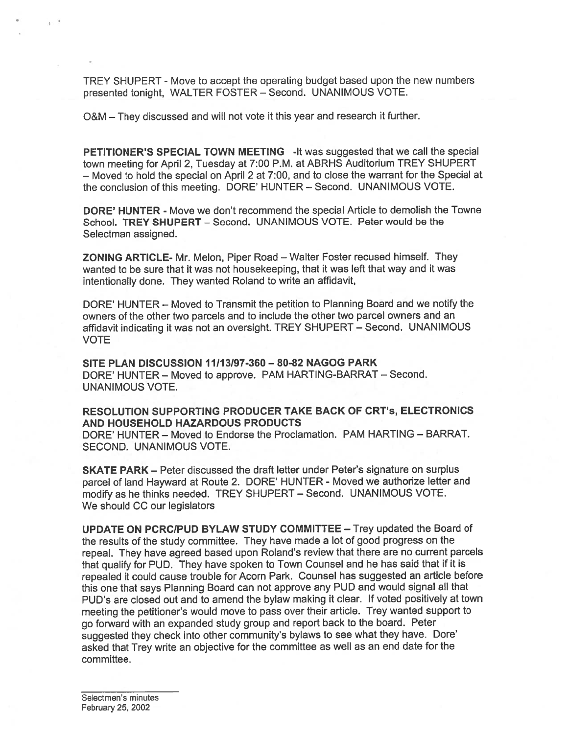TREY SHUPERT - Move to accept the operating budget based upon the new numbers presented tonight, WALTER FOSTER – Second. UNANIMOUS VOTE.

O&M – They discussed and will not vote it this year and research it further.

**PETITIONER'S SPECIAL TOWN MEETING** -It was suggested that we call the special town meeting for April 2, Tuesday at 7:00 P.M. at ABRHS Auditorium TREY SHUPERT – Moved to hold the special on April 2 at 7:00, and to close the warrant for the Special at the conclusion of this meeting. DORE' HUNTER – Second. UNANIMOUS VOTE.

**DORE' HUNTER** - Move we don't recommend the special Article to demolish the Towne School. **TREY SHUPERT** – Second. UNANIMOUS VOTE. Peter would be the Selectman assigned.

**ZONING ARTICLE**- Mr. Melon, Piper Road – Walter Foster recused himself. They wanted to be sure that it was not housekeeping, that it was left that way and it was intentionally done. They wanted Roland to write an affidavit,

DORE' HUNTER – Moved to Transmit the petition to Planning Board and we notify the owners of the other two parcels and to include the other two parcel owners and an affidavit indicating it was not an oversight. TREY SHUPERT – Second. UNANIMOUS VOTE

**SITE PLAN DISCUSSION 11/13/97-360 – 80-82 NAGOG PARK**
DORE' HUNTER – Moved to approve. PAM HARTING-BARRAT – Second. UNANIMOUS VOTE.

**RESOLUTION SUPPORTING PRODUCER TAKE BACK OF CRT's, ELECTRONICS AND HOUSEHOLD HAZARDOUS PRODUCTS**
DORE' HUNTER – Moved to Endorse the Proclamation. PAM HARTING – BARRAT. SECOND. UNANIMOUS VOTE.

**SKATE PARK** – Peter discussed the draft letter under Peter's signature on surplus parcel of land Hayward at Route 2. DORE' HUNTER - Moved we authorize letter and modify as he thinks needed. TREY SHUPERT – Second. UNANIMOUS VOTE. We should CC our legislators

**UPDATE ON PCRC/PUD BYLAW STUDY COMMITTEE** – Trey updated the Board of the results of the study committee. They have made a lot of good progress on the repeal. They have agreed based upon Roland's review that there are no current parcels that qualify for PUD. They have spoken to Town Counsel and he has said that if it is repealed it could cause trouble for Acorn Park. Counsel has suggested an article before this one that says Planning Board can not approve any PUD and would signal all that PUD's are closed out and to amend the bylaw making it clear. If voted positively at town meeting the petitioner's would move to pass over their article. Trey wanted support to go forward with an expanded study group and report back to the board. Peter suggested they check into other community's bylaws to see what they have. Dore' asked that Trey write an objective for the committee as well as an end date for the committee.

Selectmen's minutes
February 25, 2002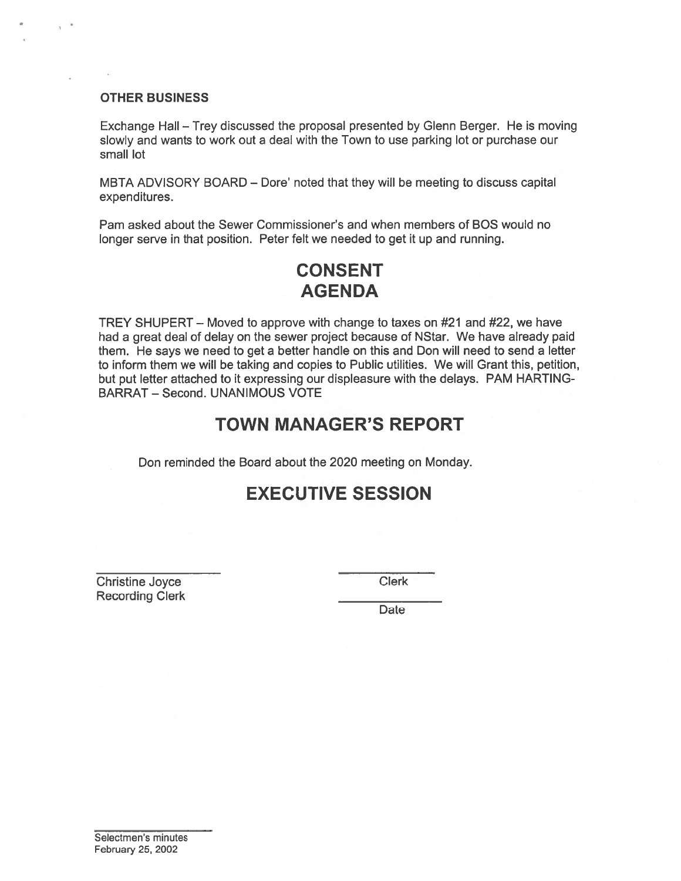**OTHER BUSINESS**

Exchange Hall – Trey discussed the proposal presented by Glenn Berger. He is moving slowly and wants to work out a deal with the Town to use parking lot or purchase our small lot

MBTA ADVISORY BOARD – Dore' noted that they will be meeting to discuss capital expenditures.

Pam asked about the Sewer Commissioner's and when members of BOS would no longer serve in that position. Peter felt we needed to get it up and running.

# CONSENT AGENDA

TREY SHUPERT – Moved to approve with change to taxes on #21 and #22, we have had a great deal of delay on the sewer project because of NStar. We have already paid them. He says we need to get a better handle on this and Don will need to send a letter to inform them we will be taking and copies to Public utilities. We will Grant this, petition, but put letter attached to it expressing our displeasure with the delays. PAM HARTING-BARRAT – Second. UNANIMOUS VOTE

# TOWN MANAGER'S REPORT

Don reminded the Board about the 2020 meeting on Monday.

# EXECUTIVE SESSION

Christine Joyce
Recording Clerk

Clerk

Date

Selectmen's minutes
February 25, 2002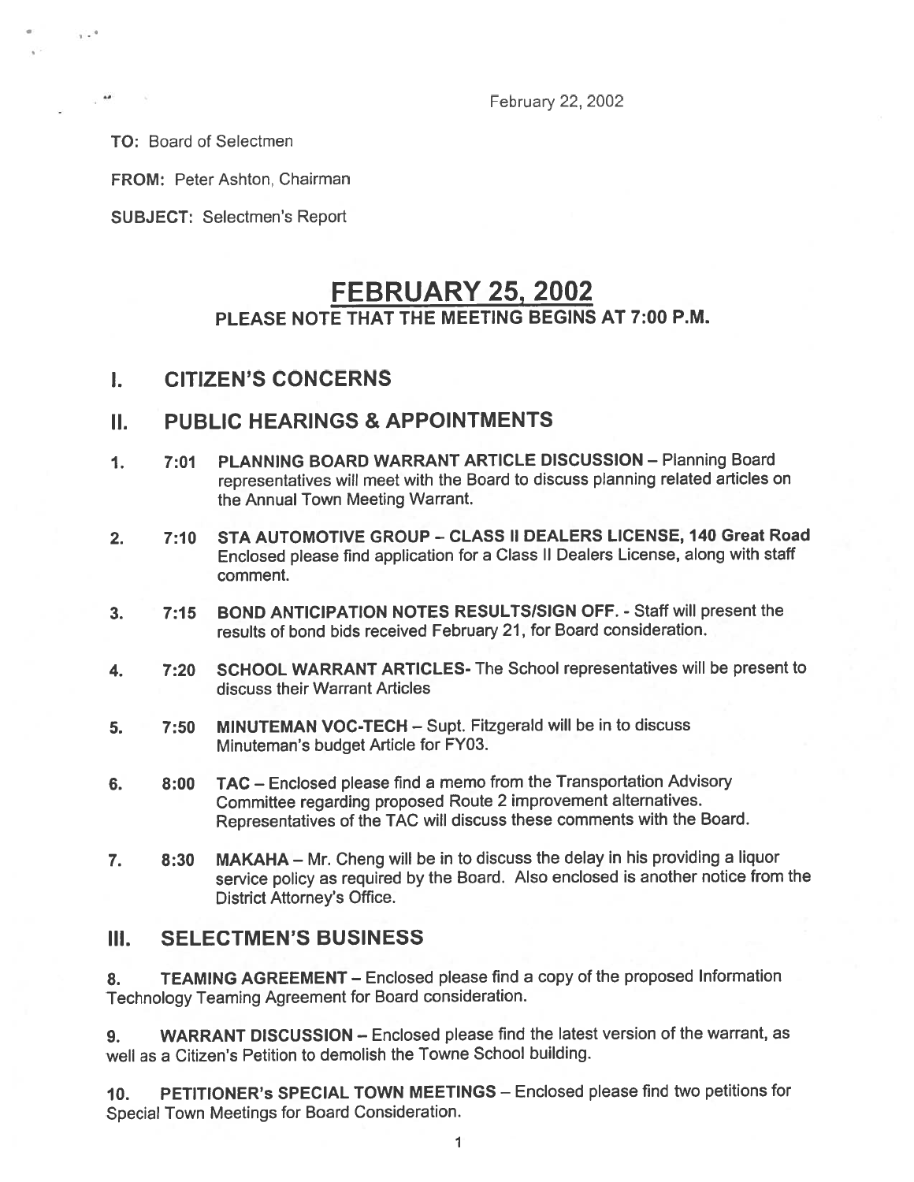February 22, 2002

**TO:** Board of Selectmen

**FROM:** Peter Ashton, Chairman

**SUBJECT:** Selectmen's Report

# FEBRUARY 25, 2002

### PLEASE NOTE THAT THE MEETING BEGINS AT 7:00 P.M.

## I. CITIZEN'S CONCERNS

## II. PUBLIC HEARINGS & APPOINTMENTS

1. **7:01 PLANNING BOARD WARRANT ARTICLE DISCUSSION** – Planning Board representatives will meet with the Board to discuss planning related articles on the Annual Town Meeting Warrant.

2. **7:10 STA AUTOMOTIVE GROUP – CLASS II DEALERS LICENSE, 140 Great Road** Enclosed please find application for a Class II Dealers License, along with staff comment.

3. **7:15 BOND ANTICIPATION NOTES RESULTS/SIGN OFF.** - Staff will present the results of bond bids received February 21, for Board consideration.

4. **7:20 SCHOOL WARRANT ARTICLES-** The School representatives will be present to discuss their Warrant Articles

5. **7:50 MINUTEMAN VOC-TECH** – Supt. Fitzgerald will be in to discuss Minuteman's budget Article for FY03.

6. **8:00 TAC** – Enclosed please find a memo from the Transportation Advisory Committee regarding proposed Route 2 improvement alternatives. Representatives of the TAC will discuss these comments with the Board.

7. **8:30 MAKAHA** – Mr. Cheng will be in to discuss the delay in his providing a liquor service policy as required by the Board. Also enclosed is another notice from the District Attorney's Office.

## III. SELECTMEN'S BUSINESS

8. **TEAMING AGREEMENT** – Enclosed please find a copy of the proposed Information Technology Teaming Agreement for Board consideration.

9. **WARRANT DISCUSSION** – Enclosed please find the latest version of the warrant, as well as a Citizen's Petition to demolish the Towne School building.

10. **PETITIONER's SPECIAL TOWN MEETINGS** – Enclosed please find two petitions for Special Town Meetings for Board Consideration.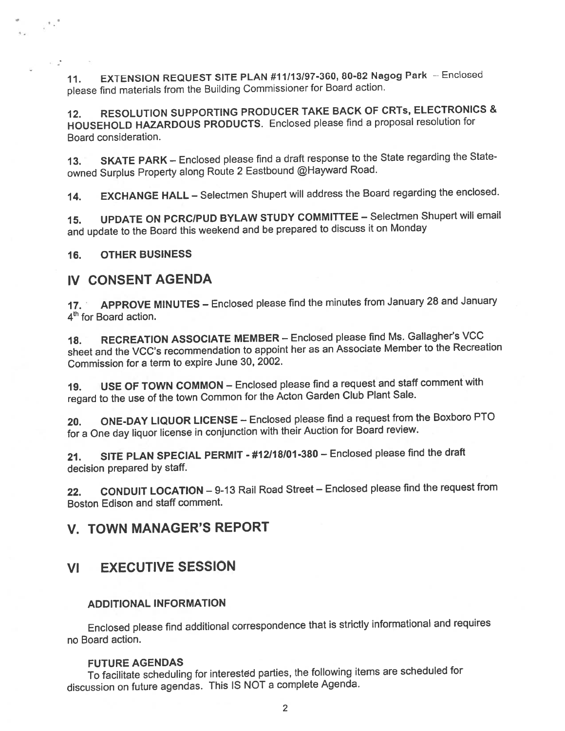11. **EXTENSION REQUEST SITE PLAN #11/13/97-360, 80-82 Nagog Park** – Enclosed please find materials from the Building Commissioner for Board action.

12. **RESOLUTION SUPPORTING PRODUCER TAKE BACK OF CRTs, ELECTRONICS & HOUSEHOLD HAZARDOUS PRODUCTS**. Enclosed please find a proposal resolution for Board consideration.

13. **SKATE PARK** – Enclosed please find a draft response to the State regarding the State-owned Surplus Property along Route 2 Eastbound @Hayward Road.

14. **EXCHANGE HALL** – Selectmen Shupert will address the Board regarding the enclosed.

15. **UPDATE ON PCRC/PUD BYLAW STUDY COMMITTEE** – Selectmen Shupert will email and update to the Board this weekend and be prepared to discuss it on Monday

16. **OTHER BUSINESS**

## IV CONSENT AGENDA

17. **APPROVE MINUTES** – Enclosed please find the minutes from January 28 and January 4th for Board action.

18. **RECREATION ASSOCIATE MEMBER** – Enclosed please find Ms. Gallagher's VCC sheet and the VCC's recommendation to appoint her as an Associate Member to the Recreation Commission for a term to expire June 30, 2002.

19. **USE OF TOWN COMMON** – Enclosed please find a request and staff comment with regard to the use of the town Common for the Acton Garden Club Plant Sale.

20. **ONE-DAY LIQUOR LICENSE** – Enclosed please find a request from the Boxboro PTO for a One day liquor license in conjunction with their Auction for Board review.

21. **SITE PLAN SPECIAL PERMIT - #12/18/01-380** – Enclosed please find the draft decision prepared by staff.

22. **CONDUIT LOCATION** – 9-13 Rail Road Street – Enclosed please find the request from Boston Edison and staff comment.

## V. TOWN MANAGER'S REPORT

## VI EXECUTIVE SESSION

### ADDITIONAL INFORMATION

Enclosed please find additional correspondence that is strictly informational and requires no Board action.

### FUTURE AGENDAS

To facilitate scheduling for interested parties, the following items are scheduled for discussion on future agendas. This IS NOT a complete Agenda.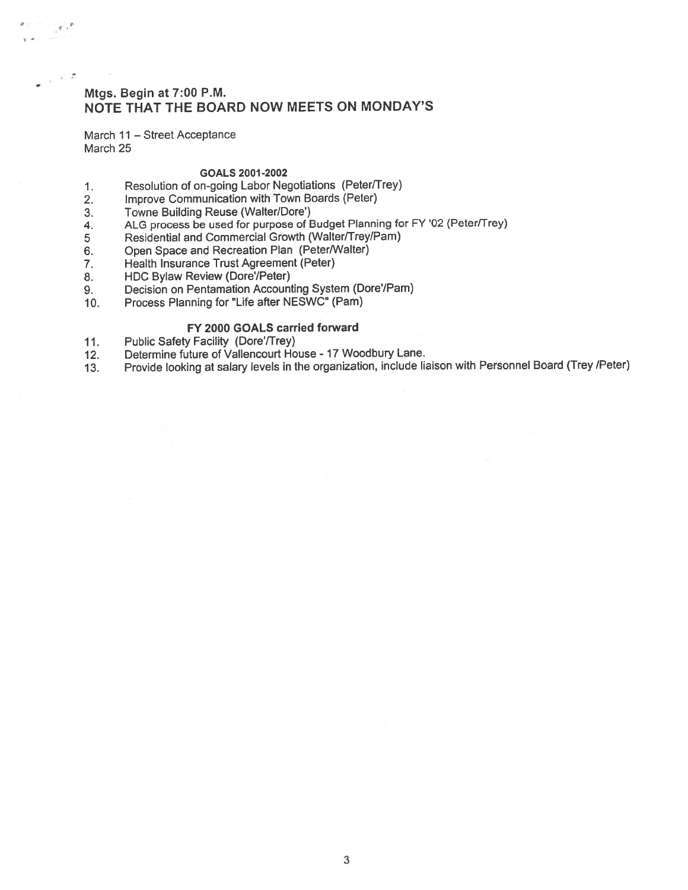**Mtgs. Begin at 7:00 P.M.**
**NOTE THAT THE BOARD NOW MEETS ON MONDAY'S**

March 11 – Street Acceptance
March 25

### GOALS 2001-2002

1. Resolution of on-going Labor Negotiations (Peter/Trey)
2. Improve Communication with Town Boards (Peter)
3. Towne Building Reuse (Walter/Dore')
4. ALG process be used for purpose of Budget Planning for FY '02 (Peter/Trey)
5. Residential and Commercial Growth (Walter/Trey/Pam)
6. Open Space and Recreation Plan (Peter/Walter)
7. Health Insurance Trust Agreement (Peter)
8. HDC Bylaw Review (Dore'/Peter)
9. Decision on Pentamation Accounting System (Dore'/Pam)
10. Process Planning for "Life after NESWC" (Pam)

### FY 2000 GOALS carried forward

11. Public Safety Facility (Dore'/Trey)
12. Determine future of Vallencourt House - 17 Woodbury Lane.
13. Provide looking at salary levels in the organization, include liaison with Personnel Board (Trey /Peter)